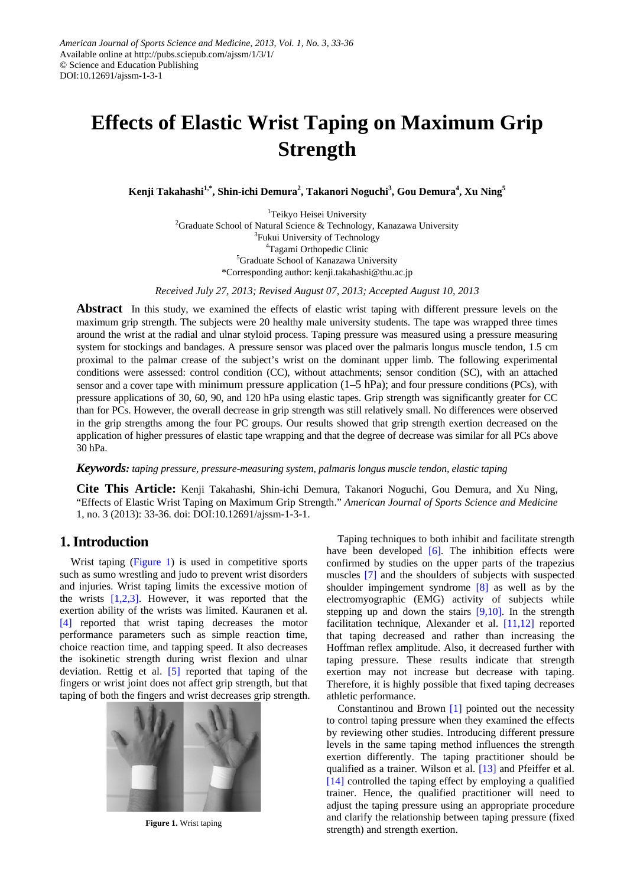American Journal of Sports Science and Medicine, 2013, Vol. 1, No. 3, 33-36
Available online at http://pubs.sciepub.com/ajssm/1/3/1/
© Science and Education Publishing
DOI:10.12691/ajssm-1-3-1

# Effects of Elastic Wrist Taping on Maximum Grip Strength

**Kenji Takahashi[1,*], Shin-ichi Demura[2], Takanori Noguchi[3], Gou Demura[4], Xu Ning[5]**

[1]Teikyo Heisei University
[2]Graduate School of Natural Science & Technology, Kanazawa University
[3]Fukui University of Technology
[4]Tagami Orthopedic Clinic
[5]Graduate School of Kanazawa University
*Corresponding author: kenji.takahashi@thu.ac.jp

*Received July 27, 2013; Revised August 07, 2013; Accepted August 10, 2013*

**Abstract** In this study, we examined the effects of elastic wrist taping with different pressure levels on the maximum grip strength. The subjects were 20 healthy male university students. The tape was wrapped three times around the wrist at the radial and ulnar styloid process. Taping pressure was measured using a pressure measuring system for stockings and bandages. A pressure sensor was placed over the palmaris longus muscle tendon, 1.5 cm proximal to the palmar crease of the subject's wrist on the dominant upper limb. The following experimental conditions were assessed: control condition (CC), without attachments; sensor condition (SC), with an attached sensor and a cover tape with minimum pressure application (1–5 hPa); and four pressure conditions (PCs), with pressure applications of 30, 60, 90, and 120 hPa using elastic tapes. Grip strength was significantly greater for CC than for PCs. However, the overall decrease in grip strength was still relatively small. No differences were observed in the grip strengths among the four PC groups. Our results showed that grip strength exertion decreased on the application of higher pressures of elastic tape wrapping and that the degree of decrease was similar for all PCs above 30 hPa.

***Keywords:*** *taping pressure, pressure-measuring system, palmaris longus muscle tendon, elastic taping*

**Cite This Article:** Kenji Takahashi, Shin-ichi Demura, Takanori Noguchi, Gou Demura, and Xu Ning, "Effects of Elastic Wrist Taping on Maximum Grip Strength." *American Journal of Sports Science and Medicine* 1, no. 3 (2013): 33-36. doi: DOI:10.12691/ajssm-1-3-1.

## 1. Introduction

Wrist taping (Figure 1) is used in competitive sports such as sumo wrestling and judo to prevent wrist disorders and injuries. Wrist taping limits the excessive motion of the wrists [1,2,3]. However, it was reported that the exertion ability of the wrists was limited. Kauranen et al. [4] reported that wrist taping decreases the motor performance parameters such as simple reaction time, choice reaction time, and tapping speed. It also decreases the isokinetic strength during wrist flexion and ulnar deviation. Rettig et al. [5] reported that taping of the fingers or wrist joint does not affect grip strength, but that taping of both the fingers and wrist decreases grip strength.

**Figure 1.** Wrist taping

Taping techniques to both inhibit and facilitate strength have been developed [6]. The inhibition effects were confirmed by studies on the upper parts of the trapezius muscles [7] and the shoulders of subjects with suspected shoulder impingement syndrome [8] as well as by the electromyographic (EMG) activity of subjects while stepping up and down the stairs [9,10]. In the strength facilitation technique, Alexander et al. [11,12] reported that taping decreased and rather than increasing the Hoffman reflex amplitude. Also, it decreased further with taping pressure. These results indicate that strength exertion may not increase but decrease with taping. Therefore, it is highly possible that fixed taping decreases athletic performance.

Constantinou and Brown [1] pointed out the necessity to control taping pressure when they examined the effects by reviewing other studies. Introducing different pressure levels in the same taping method influences the strength exertion differently. The taping practitioner should be qualified as a trainer. Wilson et al. [13] and Pfeiffer et al. [14] controlled the taping effect by employing a qualified trainer. Hence, the qualified practitioner will need to adjust the taping pressure using an appropriate procedure and clarify the relationship between taping pressure (fixed strength) and strength exertion.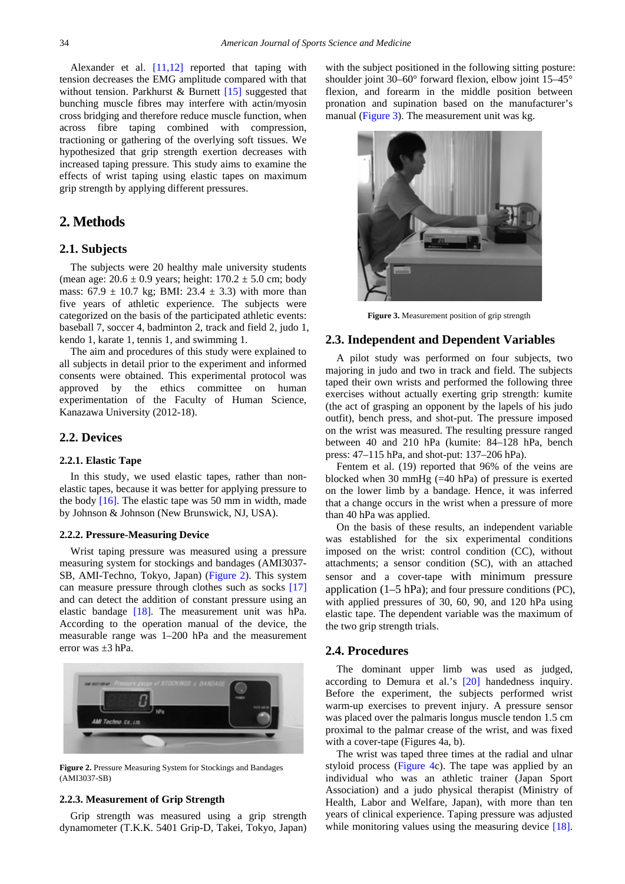Alexander et al. [11,12] reported that taping with tension decreases the EMG amplitude compared with that without tension. Parkhurst & Burnett [15] suggested that bunching muscle fibres may interfere with actin/myosin cross bridging and therefore reduce muscle function, when across fibre taping combined with compression, tractioning or gathering of the overlying soft tissues. We hypothesized that grip strength exertion decreases with increased taping pressure. This study aims to examine the effects of wrist taping using elastic tapes on maximum grip strength by applying different pressures.

## 2. Methods

### 2.1. Subjects

The subjects were 20 healthy male university students (mean age: 20.6 ± 0.9 years; height: 170.2 ± 5.0 cm; body mass: 67.9 ± 10.7 kg; BMI: 23.4 ± 3.3) with more than five years of athletic experience. The subjects were categorized on the basis of the participated athletic events: baseball 7, soccer 4, badminton 2, track and field 2, judo 1, kendo 1, karate 1, tennis 1, and swimming 1.

The aim and procedures of this study were explained to all subjects in detail prior to the experiment and informed consents were obtained. This experimental protocol was approved by the ethics committee on human experimentation of the Faculty of Human Science, Kanazawa University (2012-18).

### 2.2. Devices

#### 2.2.1. Elastic Tape

In this study, we used elastic tapes, rather than non-elastic tapes, because it was better for applying pressure to the body [16]. The elastic tape was 50 mm in width, made by Johnson & Johnson (New Brunswick, NJ, USA).

#### 2.2.2. Pressure-Measuring Device

Wrist taping pressure was measured using a pressure measuring system for stockings and bandages (AMI3037-SB, AMI-Techno, Tokyo, Japan) (Figure 2). This system can measure pressure through clothes such as socks [17] and can detect the addition of constant pressure using an elastic bandage [18]. The measurement unit was hPa. According to the operation manual of the device, the measurable range was 1–200 hPa and the measurement error was ±3 hPa.

**Figure 2.** Pressure Measuring System for Stockings and Bandages (AMI3037-SB)

#### 2.2.3. Measurement of Grip Strength

Grip strength was measured using a grip strength dynamometer (T.K.K. 5401 Grip-D, Takei, Tokyo, Japan) with the subject positioned in the following sitting posture: shoulder joint 30–60° forward flexion, elbow joint 15–45° flexion, and forearm in the middle position between pronation and supination based on the manufacturer's manual (Figure 3). The measurement unit was kg.

**Figure 3.** Measurement position of grip strength

### 2.3. Independent and Dependent Variables

A pilot study was performed on four subjects, two majoring in judo and two in track and field. The subjects taped their own wrists and performed the following three exercises without actually exerting grip strength: kumite (the act of grasping an opponent by the lapels of his judo outfit), bench press, and shot-put. The pressure imposed on the wrist was measured. The resulting pressure ranged between 40 and 210 hPa (kumite: 84–128 hPa, bench press: 47–115 hPa, and shot-put: 137–206 hPa).

Fentem et al. (19) reported that 96% of the veins are blocked when 30 mmHg (=40 hPa) of pressure is exerted on the lower limb by a bandage. Hence, it was inferred that a change occurs in the wrist when a pressure of more than 40 hPa was applied.

On the basis of these results, an independent variable was established for the six experimental conditions imposed on the wrist: control condition (CC), without attachments; a sensor condition (SC), with an attached sensor and a cover-tape with minimum pressure application (1–5 hPa); and four pressure conditions (PC), with applied pressures of 30, 60, 90, and 120 hPa using elastic tape. The dependent variable was the maximum of the two grip strength trials.

### 2.4. Procedures

The dominant upper limb was used as judged, according to Demura et al.'s [20] handedness inquiry. Before the experiment, the subjects performed wrist warm-up exercises to prevent injury. A pressure sensor was placed over the palmaris longus muscle tendon 1.5 cm proximal to the palmar crease of the wrist, and was fixed with a cover-tape (Figures 4a, b).

The wrist was taped three times at the radial and ulnar styloid process (Figure 4c). The tape was applied by an individual who was an athletic trainer (Japan Sport Association) and a judo physical therapist (Ministry of Health, Labor and Welfare, Japan), with more than ten years of clinical experience. Taping pressure was adjusted while monitoring values using the measuring device [18].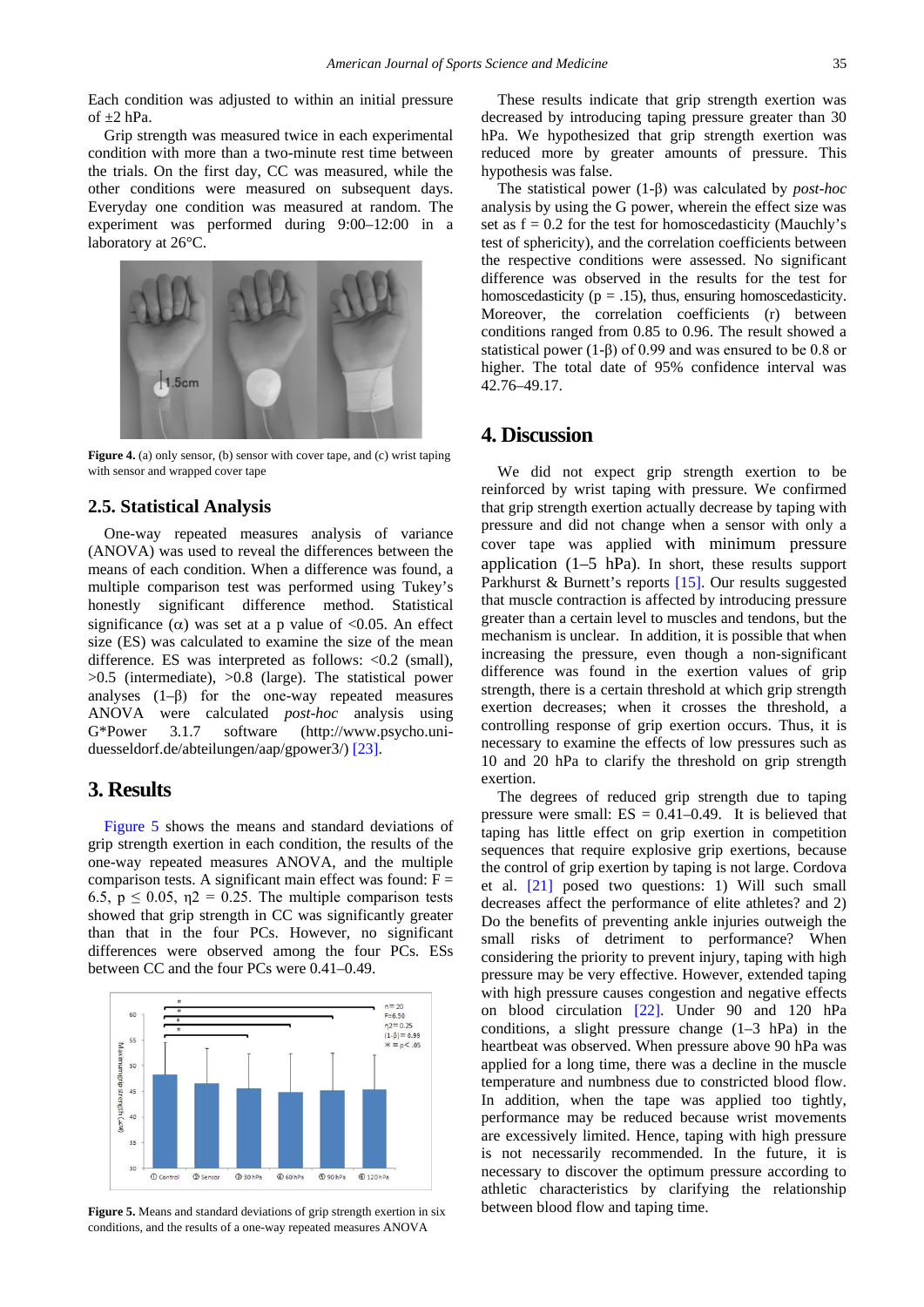Each condition was adjusted to within an initial pressure of ±2 hPa.

Grip strength was measured twice in each experimental condition with more than a two-minute rest time between the trials. On the first day, CC was measured, while the other conditions were measured on subsequent days. Everyday one condition was measured at random. The experiment was performed during 9:00–12:00 in a laboratory at 26°C.

**Figure 4.** (a) only sensor, (b) sensor with cover tape, and (c) wrist taping with sensor and wrapped cover tape

### 2.5. Statistical Analysis

One-way repeated measures analysis of variance (ANOVA) was used to reveal the differences between the means of each condition. When a difference was found, a multiple comparison test was performed using Tukey's honestly significant difference method. Statistical significance ($\alpha$) was set at a p value of <0.05. An effect size (ES) was calculated to examine the size of the mean difference. ES was interpreted as follows: <0.2 (small), >0.5 (intermediate), >0.8 (large). The statistical power analyses ($1–\beta$) for the one-way repeated measures ANOVA were calculated *post-hoc* analysis using G*Power 3.1.7 software (http://www.psycho.uni-duesseldorf.de/abteilungen/aap/gpower3/) [23].

## 3. Results

Figure 5 shows the means and standard deviations of grip strength exertion in each condition, the results of the one-way repeated measures ANOVA and the multiple comparison tests. A significant main effect was found: $F = 6.5$, $p \leq 0.05$, $\eta 2 = 0.25$. The multiple comparison tests showed that grip strength in CC was significantly greater than that in the four PCs. However, no significant differences were observed among the four PCs. ESs between CC and the four PCs were 0.41–0.49.

**Figure 5.** Means and standard deviations of grip strength exertion in six conditions, and the results of a one-way repeated measures ANOVA

These results indicate that grip strength exertion was decreased by introducing taping pressure greater than 30 hPa. We hypothesized that grip strength exertion was reduced more by greater amounts of pressure. This hypothesis was false.

The statistical power ($1-\beta$) was calculated by *post-hoc* analysis by using the G power, wherein the effect size was set as $f = 0.2$ for the test for homoscedasticity (Mauchly's test of sphericity), and the correlation coefficients between the respective conditions were assessed. No significant difference was observed in the results for the test for homoscedasticity ($p = .15$), thus, ensuring homoscedasticity. Moreover, the correlation coefficients (r) between conditions ranged from 0.85 to 0.96. The result showed a statistical power ($1-\beta$) of 0.99 and was ensured to be 0.8 or higher. The total date of 95% confidence interval was 42.76–49.17.

## 4. Discussion

We did not expect grip strength exertion to be reinforced by wrist taping with pressure. We confirmed that grip strength exertion actually decrease by taping with pressure and did not change when a sensor with only a cover tape was applied with minimum pressure application (1–5 hPa). In short, these results support Parkhurst & Burnett's reports [15]. Our results suggested that muscle contraction is affected by introducing pressure greater than a certain level to muscles and tendons, but the mechanism is unclear. In addition, it is possible that when increasing the pressure, even though a non-significant difference was found in the exertion values of grip strength, there is a certain threshold at which grip strength exertion decreases; when it crosses the threshold, a controlling response of grip exertion occurs. Thus, it is necessary to examine the effects of low pressures such as 10 and 20 hPa to clarify the threshold on grip strength exertion.

The degrees of reduced grip strength due to taping pressure were small: ES = 0.41–0.49. It is believed that taping has little effect on grip exertion in competition sequences that require explosive grip exertions, because the control of grip exertion by taping is not large. Cordova et al. [21] posed two questions: 1) Will such small decreases affect the performance of elite athletes? and 2) Do the benefits of preventing ankle injuries outweigh the small risks of detriment to performance? When considering the priority to prevent injury, taping with high pressure may be very effective. However, extended taping with high pressure causes congestion and negative effects on blood circulation [22]. Under 90 and 120 hPa conditions, a slight pressure change (1–3 hPa) in the heartbeat was observed. When pressure above 90 hPa was applied for a long time, there was a decline in the muscle temperature and numbness due to constricted blood flow. In addition, when the tape was applied too tightly, performance may be reduced because wrist movements are excessively limited. Hence, taping with high pressure is not necessarily recommended. In the future, it is necessary to discover the optimum pressure according to athletic characteristics by clarifying the relationship between blood flow and taping time.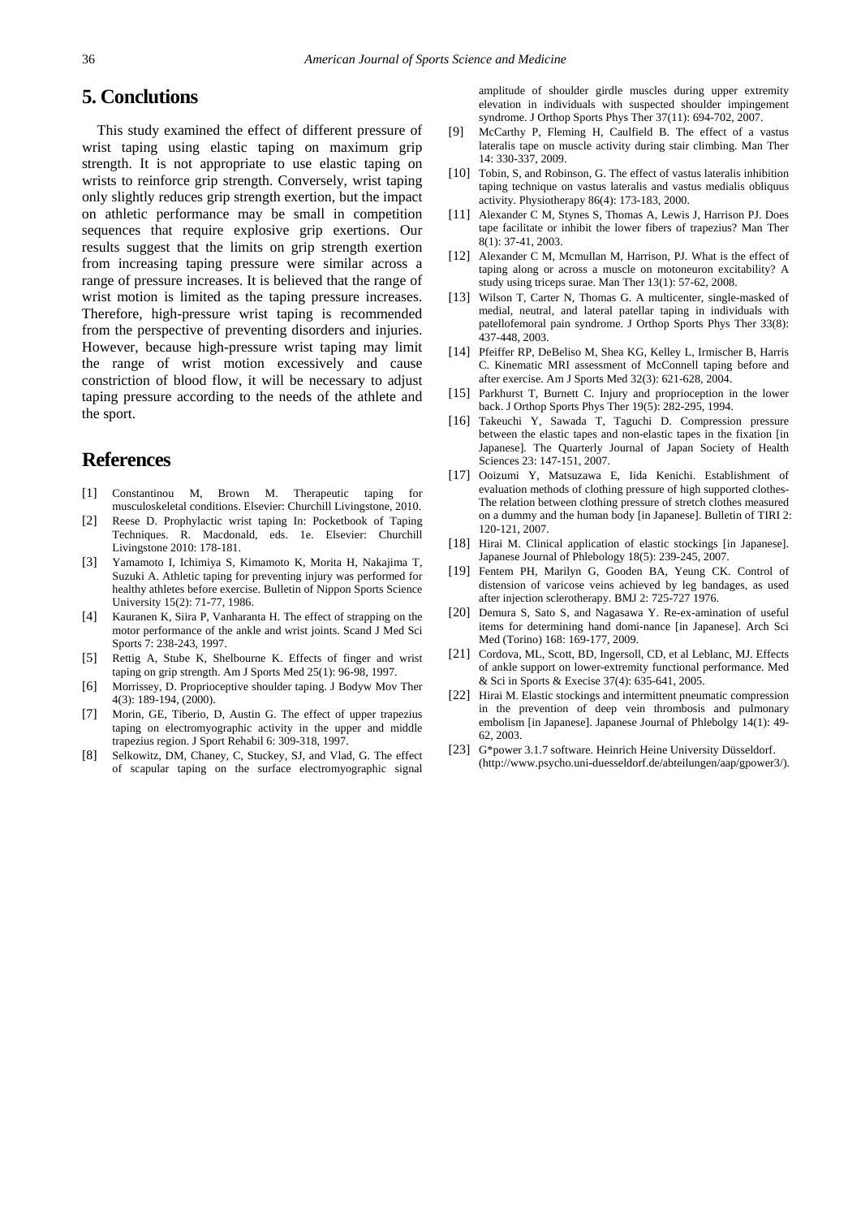## 5. Conclutions

This study examined the effect of different pressure of wrist taping using elastic taping on maximum grip strength. It is not appropriate to use elastic taping on wrists to reinforce grip strength. Conversely, wrist taping only slightly reduces grip strength exertion, but the impact on athletic performance may be small in competition sequences that require explosive grip exertions. Our results suggest that the limits on grip strength exertion from increasing taping pressure were similar across a range of pressure increases. It is believed that the range of wrist motion is limited as the taping pressure increases. Therefore, high-pressure wrist taping is recommended from the perspective of preventing disorders and injuries. However, because high-pressure wrist taping may limit the range of wrist motion excessively and cause constriction of blood flow, it will be necessary to adjust taping pressure according to the needs of the athlete and the sport.

## References

[1] Constantinou M, Brown M. Therapeutic taping for musculoskeletal conditions. Elsevier: Churchill Livingstone, 2010.

[2] Reese D. Prophylactic wrist taping In: Pocketbook of Taping Techniques. R. Macdonald, eds. 1e. Elsevier: Churchill Livingstone 2010: 178-181.

[3] Yamamoto I, Ichimiya S, Kimamoto K, Morita H, Nakajima T, Suzuki A. Athletic taping for preventing injury was performed for healthy athletes before exercise. Bulletin of Nippon Sports Science University 15(2): 71-77, 1986.

[4] Kauranen K, Siira P, Vanharanta H. The effect of strapping on the motor performance of the ankle and wrist joints. Scand J Med Sci Sports 7: 238-243, 1997.

[5] Rettig A, Stube K, Shelbourne K. Effects of finger and wrist taping on grip strength. Am J Sports Med 25(1): 96-98, 1997.

[6] Morrissey, D. Proprioceptive shoulder taping. J Bodyw Mov Ther 4(3): 189-194, (2000).

[7] Morin, GE, Tiberio, D, Austin G. The effect of upper trapezius taping on electromyographic activity in the upper and middle trapezius region. J Sport Rehabil 6: 309-318, 1997.

[8] Selkowitz, DM, Chaney, C, Stuckey, SJ, and Vlad, G. The effect of scapular taping on the surface electromyographic signal amplitude of shoulder girdle muscles during upper extremity elevation in individuals with suspected shoulder impingement syndrome. J Orthop Sports Phys Ther 37(11): 694-702, 2007.

[9] McCarthy P, Fleming H, Caulfield B. The effect of a vastus lateralis tape on muscle activity during stair climbing. Man Ther 14: 330-337, 2009.

[10] Tobin, S, and Robinson, G. The effect of vastus lateralis inhibition taping technique on vastus lateralis and vastus medialis obliquus activity. Physiotherapy 86(4): 173-183, 2000.

[11] Alexander C M, Stynes S, Thomas A, Lewis J, Harrison PJ. Does tape facilitate or inhibit the lower fibers of trapezius? Man Ther 8(1): 37-41, 2003.

[12] Alexander C M, Mcmullan M, Harrison, PJ. What is the effect of taping along or across a muscle on motoneuron excitability? A study using triceps surae. Man Ther 13(1): 57-62, 2008.

[13] Wilson T, Carter N, Thomas G. A multicenter, single-masked of medial, neutral, and lateral patellar taping in individuals with patellofemoral pain syndrome. J Orthop Sports Phys Ther 33(8): 437-448, 2003.

[14] Pfeiffer RP, DeBeliso M, Shea KG, Kelley L, Irmischer B, Harris C. Kinematic MRI assessment of McConnell taping before and after exercise. Am J Sports Med 32(3): 621-628, 2004.

[15] Parkhurst T, Burnett C. Injury and proprioception in the lower back. J Orthop Sports Phys Ther 19(5): 282-295, 1994.

[16] Takeuchi Y, Sawada T, Taguchi D. Compression pressure between the elastic tapes and non-elastic tapes in the fixation [in Japanese]. The Quarterly Journal of Japan Society of Health Sciences 23: 147-151, 2007.

[17] Ooizumi Y, Matsuzawa E, Iida Kenichi. Establishment of evaluation methods of clothing pressure of high supported clothes- The relation between clothing pressure of stretch clothes measured on a dummy and the human body [in Japanese]. Bulletin of TIRI 2: 120-121, 2007.

[18] Hirai M. Clinical application of elastic stockings [in Japanese]. Japanese Journal of Phlebology 18(5): 239-245, 2007.

[19] Fentem PH, Marilyn G, Gooden BA, Yeung CK. Control of distension of varicose veins achieved by leg bandages, as used after injection sclerotherapy. BMJ 2: 725-727 1976.

[20] Demura S, Sato S, and Nagasawa Y. Re-ex-amination of useful items for determining hand domi-nance [in Japanese]. Arch Sci Med (Torino) 168: 169-177, 2009.

[21] Cordova, ML, Scott, BD, Ingersoll, CD, et al Leblanc, MJ. Effects of ankle support on lower-extremity functional performance. Med & Sci in Sports & Execise 37(4): 635-641, 2005.

[22] Hirai M. Elastic stockings and intermittent pneumatic compression in the prevention of deep vein thrombosis and pulmonary embolism [in Japanese]. Japanese Journal of Phlebolgy 14(1): 49-62, 2003.

[23] G*power 3.1.7 software. Heinrich Heine University Düsseldorf. (http://www.psycho.uni-duesseldorf.de/abteilungen/aap/gpower3/).